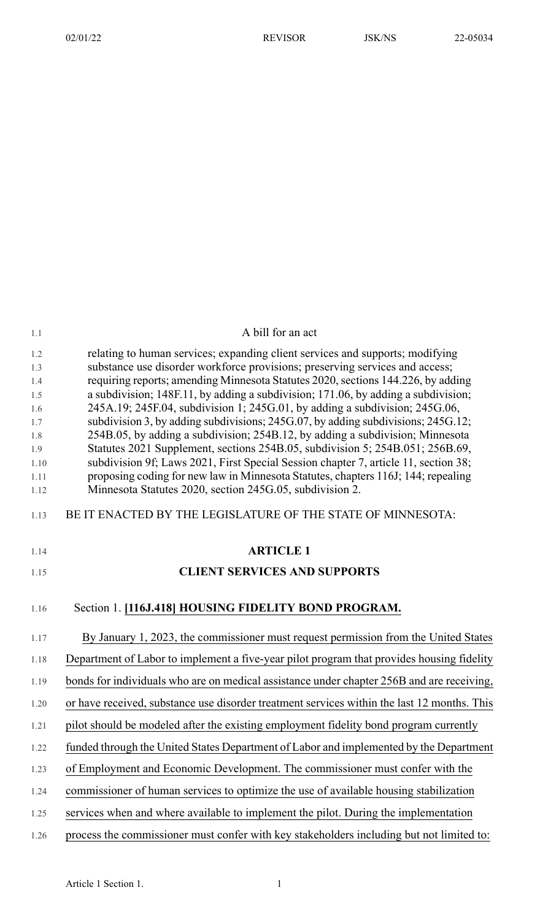A bill for an act

relating to human services; expanding client services and supports; modifying substance use disorder workforce provisions; preserving services and access; requiring reports; amending Minnesota Statutes 2020, sections 144.226, by adding a subdivision; 148F.11, by adding a subdivision; 171.06, by adding a subdivision; 245A.19; 245F.04, subdivision 1; 245G.01, by adding a subdivision; 245G.06, subdivision 3, by adding subdivisions; 245G.07, by adding subdivisions; 245G.12; 254B.05, by adding a subdivision; 254B.12, by adding a subdivision; Minnesota Statutes 2021 Supplement, sections 254B.05, subdivision 5; 254B.051; 256B.69, subdivision 9f; Laws 2021, First Special Session chapter 7, article 11, section 38; proposing coding for new law in Minnesota Statutes, chapters 116J; 144; repealing Minnesota Statutes 2020, section 245G.05, subdivision 2.

BE IT ENACTED BY THE LEGISLATURE OF THE STATE OF MINNESOTA:

## ARTICLE 1

## CLIENT SERVICES AND SUPPORTS

Section 1. **[116J.418] HOUSING FIDELITY BOND PROGRAM.**

By January 1, 2023, the commissioner must request permission from the United States Department of Labor to implement a five-year pilot program that provides housing fidelity bonds for individuals who are on medical assistance under chapter 256B and are receiving, or have received, substance use disorder treatment services within the last 12 months. This pilot should be modeled after the existing employment fidelity bond program currently funded through the United States Department of Labor and implemented by the Department of Employment and Economic Development. The commissioner must confer with the commissioner of human services to optimize the use of available housing stabilization services when and where available to implement the pilot. During the implementation process the commissioner must confer with key stakeholders including but not limited to: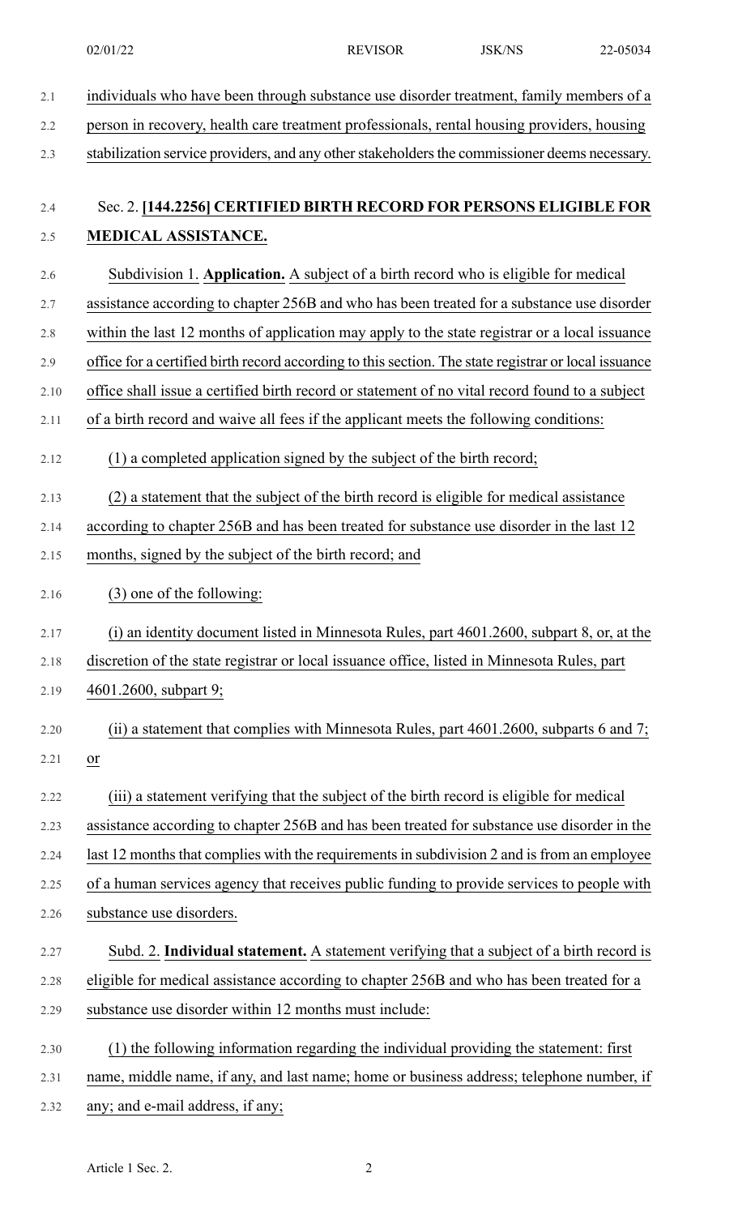individuals who have been through substance use disorder treatment, family members of a person in recovery, health care treatment professionals, rental housing providers, housing stabilization service providers, and any other stakeholders the commissioner deems necessary.

Sec. 2. **[144.2256] CERTIFIED BIRTH RECORD FOR PERSONS ELIGIBLE FOR MEDICAL ASSISTANCE.**

Subdivision 1. **Application.** A subject of a birth record who is eligible for medical assistance according to chapter 256B and who has been treated for a substance use disorder within the last 12 months of application may apply to the state registrar or a local issuance office for a certified birth record according to this section. The state registrar or local issuance office shall issue a certified birth record or statement of no vital record found to a subject of a birth record and waive all fees if the applicant meets the following conditions:

(1) a completed application signed by the subject of the birth record;

(2) a statement that the subject of the birth record is eligible for medical assistance according to chapter 256B and has been treated for substance use disorder in the last 12 months, signed by the subject of the birth record; and

(3) one of the following:

(i) an identity document listed in Minnesota Rules, part 4601.2600, subpart 8, or, at the discretion of the state registrar or local issuance office, listed in Minnesota Rules, part 4601.2600, subpart 9;

(ii) a statement that complies with Minnesota Rules, part 4601.2600, subparts 6 and 7; or

(iii) a statement verifying that the subject of the birth record is eligible for medical assistance according to chapter 256B and has been treated for substance use disorder in the last 12 months that complies with the requirements in subdivision 2 and is from an employee of a human services agency that receives public funding to provide services to people with substance use disorders.

Subd. 2. **Individual statement.** A statement verifying that a subject of a birth record is eligible for medical assistance according to chapter 256B and who has been treated for a substance use disorder within 12 months must include:

(1) the following information regarding the individual providing the statement: first name, middle name, if any, and last name; home or business address; telephone number, if any; and e-mail address, if any;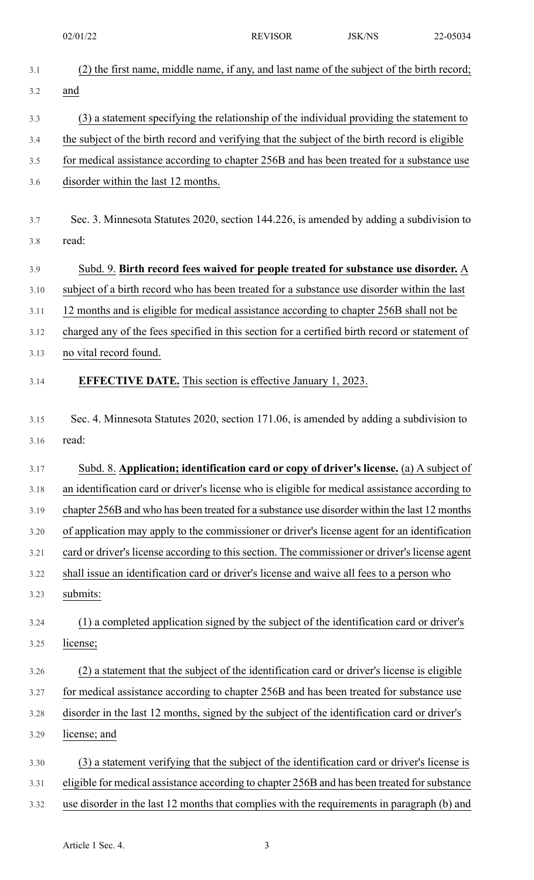(2) the first name, middle name, if any, and last name of the subject of the birth record; and

(3) a statement specifying the relationship of the individual providing the statement to the subject of the birth record and verifying that the subject of the birth record is eligible for medical assistance according to chapter 256B and has been treated for a substance use disorder within the last 12 months.

Sec. 3. Minnesota Statutes 2020, section 144.226, is amended by adding a subdivision to read:

Subd. 9. **Birth record fees waived for people treated for substance use disorder.** A subject of a birth record who has been treated for a substance use disorder within the last 12 months and is eligible for medical assistance according to chapter 256B shall not be charged any of the fees specified in this section for a certified birth record or statement of no vital record found.

**EFFECTIVE DATE.** This section is effective January 1, 2023.

Sec. 4. Minnesota Statutes 2020, section 171.06, is amended by adding a subdivision to read:

Subd. 8. **Application; identification card or copy of driver's license.** (a) A subject of an identification card or driver's license who is eligible for medical assistance according to chapter 256B and who has been treated for a substance use disorder within the last 12 months of application may apply to the commissioner or driver's license agent for an identification card or driver's license according to this section. The commissioner or driver's license agent shall issue an identification card or driver's license and waive all fees to a person who submits:

(1) a completed application signed by the subject of the identification card or driver's license;

(2) a statement that the subject of the identification card or driver's license is eligible for medical assistance according to chapter 256B and has been treated for substance use disorder in the last 12 months, signed by the subject of the identification card or driver's license; and

(3) a statement verifying that the subject of the identification card or driver's license is eligible for medical assistance according to chapter 256B and has been treated for substance use disorder in the last 12 months that complies with the requirements in paragraph (b) and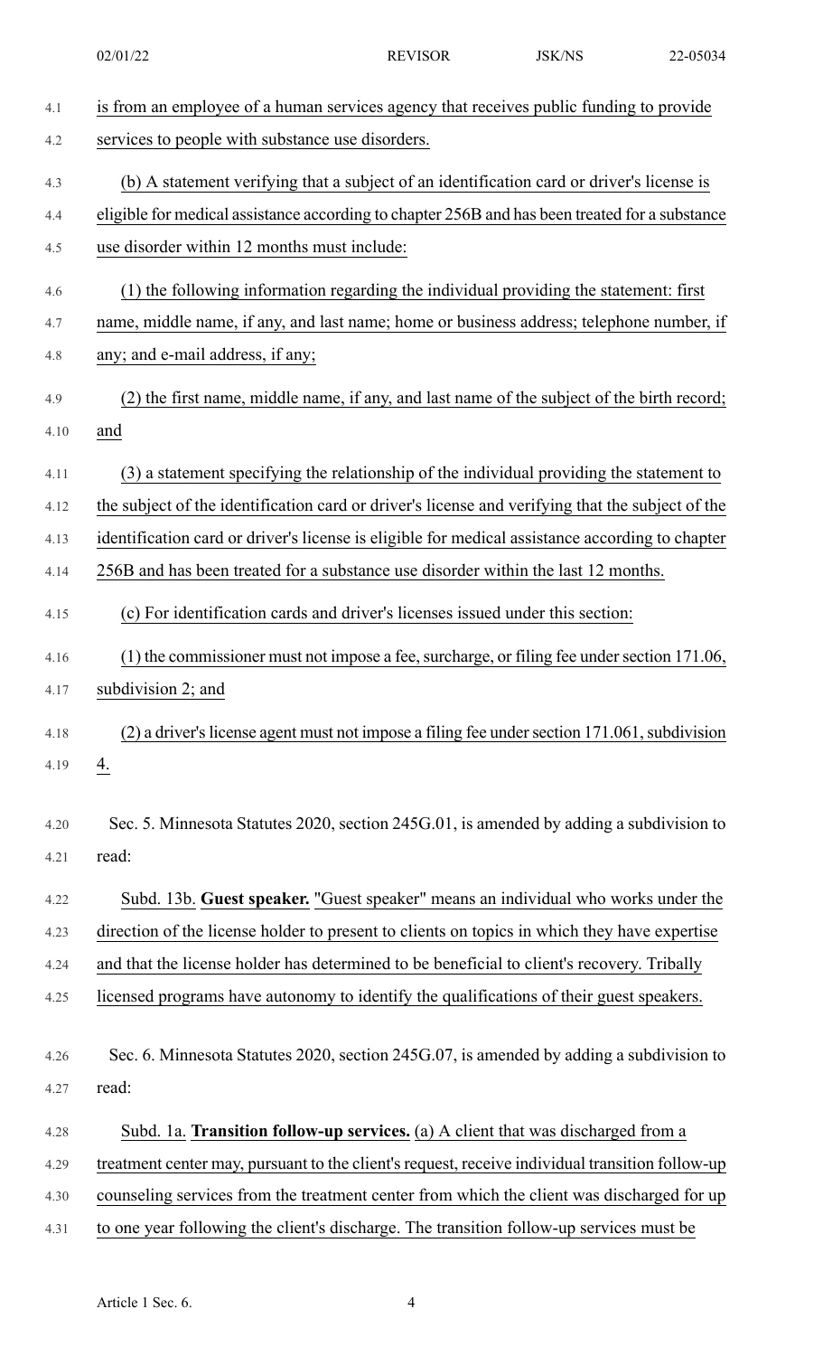is from an employee of a human services agency that receives public funding to provide services to people with substance use disorders.

(b) A statement verifying that a subject of an identification card or driver's license is eligible for medical assistance according to chapter 256B and has been treated for a substance use disorder within 12 months must include:

(1) the following information regarding the individual providing the statement: first name, middle name, if any, and last name; home or business address; telephone number, if any; and e-mail address, if any;

(2) the first name, middle name, if any, and last name of the subject of the birth record; and

(3) a statement specifying the relationship of the individual providing the statement to the subject of the identification card or driver's license and verifying that the subject of the identification card or driver's license is eligible for medical assistance according to chapter 256B and has been treated for a substance use disorder within the last 12 months.

(c) For identification cards and driver's licenses issued under this section:

(1) the commissioner must not impose a fee, surcharge, or filing fee under section 171.06, subdivision 2; and

(2) a driver's license agent must not impose a filing fee under section 171.061, subdivision 4.

Sec. 5. Minnesota Statutes 2020, section 245G.01, is amended by adding a subdivision to read:

Subd. 13b. **Guest speaker.** "Guest speaker" means an individual who works under the direction of the license holder to present to clients on topics in which they have expertise and that the license holder has determined to be beneficial to client's recovery. Tribally licensed programs have autonomy to identify the qualifications of their guest speakers.

Sec. 6. Minnesota Statutes 2020, section 245G.07, is amended by adding a subdivision to read:

Subd. 1a. **Transition follow-up services.** (a) A client that was discharged from a treatment center may, pursuant to the client's request, receive individual transition follow-up counseling services from the treatment center from which the client was discharged for up to one year following the client's discharge. The transition follow-up services must be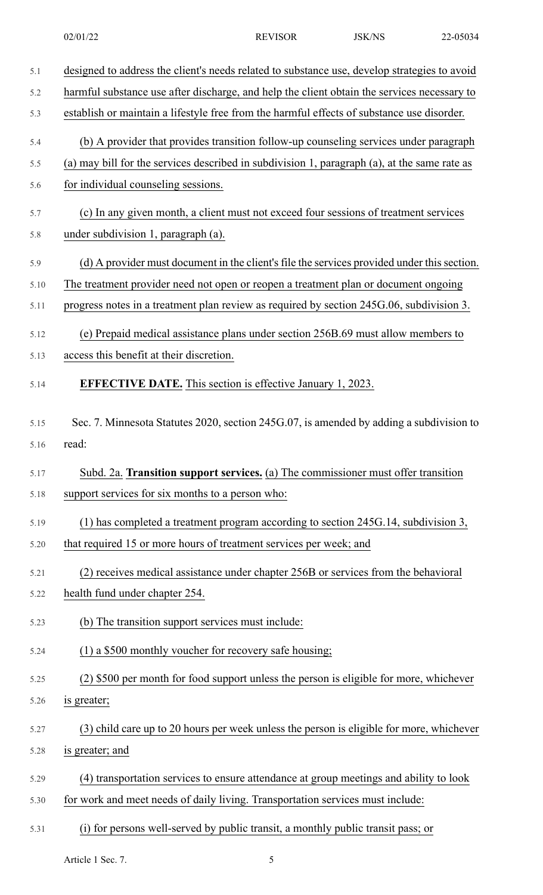designed to address the client's needs related to substance use, develop strategies to avoid harmful substance use after discharge, and help the client obtain the services necessary to establish or maintain a lifestyle free from the harmful effects of substance use disorder.

(b) A provider that provides transition follow-up counseling services under paragraph (a) may bill for the services described in subdivision 1, paragraph (a), at the same rate as for individual counseling sessions.

(c) In any given month, a client must not exceed four sessions of treatment services under subdivision 1, paragraph (a).

(d) A provider must document in the client's file the services provided under this section. The treatment provider need not open or reopen a treatment plan or document ongoing progress notes in a treatment plan review as required by section 245G.06, subdivision 3.

(e) Prepaid medical assistance plans under section 256B.69 must allow members to access this benefit at their discretion.

**EFFECTIVE DATE.** This section is effective January 1, 2023.

Sec. 7. Minnesota Statutes 2020, section 245G.07, is amended by adding a subdivision to read:

Subd. 2a. **Transition support services.** (a) The commissioner must offer transition support services for six months to a person who:

(1) has completed a treatment program according to section 245G.14, subdivision 3, that required 15 or more hours of treatment services per week; and

(2) receives medical assistance under chapter 256B or services from the behavioral health fund under chapter 254.

(b) The transition support services must include:

(1) a $500 monthly voucher for recovery safe housing;

(2) $500 per month for food support unless the person is eligible for more, whichever is greater;

(3) child care up to 20 hours per week unless the person is eligible for more, whichever is greater; and

(4) transportation services to ensure attendance at group meetings and ability to look for work and meet needs of daily living. Transportation services must include:

(i) for persons well-served by public transit, a monthly public transit pass; or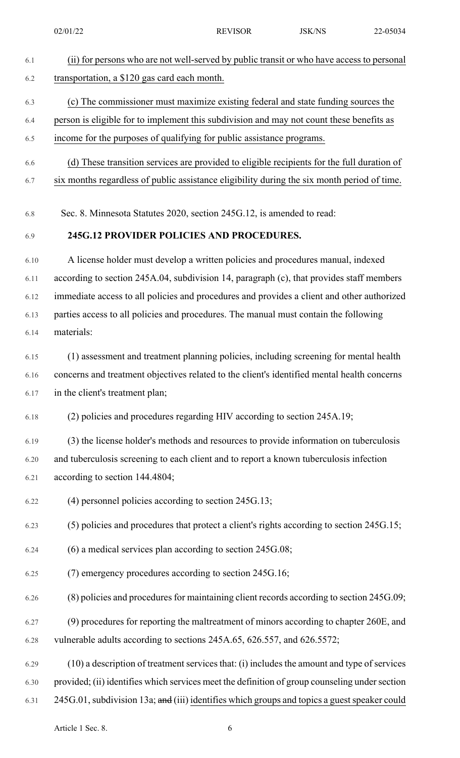(ii) for persons who are not well-served by public transit or who have access to personal transportation, a $120 gas card each month.

(c) The commissioner must maximize existing federal and state funding sources the person is eligible for to implement this subdivision and may not count these benefits as income for the purposes of qualifying for public assistance programs.

(d) These transition services are provided to eligible recipients for the full duration of six months regardless of public assistance eligibility during the six month period of time.

Sec. 8. Minnesota Statutes 2020, section 245G.12, is amended to read:

**245G.12 PROVIDER POLICIES AND PROCEDURES.**

A license holder must develop a written policies and procedures manual, indexed according to section 245A.04, subdivision 14, paragraph (c), that provides staff members immediate access to all policies and procedures and provides a client and other authorized parties access to all policies and procedures. The manual must contain the following materials:

(1) assessment and treatment planning policies, including screening for mental health concerns and treatment objectives related to the client's identified mental health concerns in the client's treatment plan;

(2) policies and procedures regarding HIV according to section 245A.19;

(3) the license holder's methods and resources to provide information on tuberculosis and tuberculosis screening to each client and to report a known tuberculosis infection according to section 144.4804;

(4) personnel policies according to section 245G.13;

(5) policies and procedures that protect a client's rights according to section 245G.15;

(6) a medical services plan according to section 245G.08;

(7) emergency procedures according to section 245G.16;

(8) policies and procedures for maintaining client records according to section 245G.09;

(9) procedures for reporting the maltreatment of minors according to chapter 260E, and vulnerable adults according to sections 245A.65, 626.557, and 626.5572;

(10) a description of treatment services that: (i) includes the amount and type of services provided; (ii) identifies which services meet the definition of group counseling under section 245G.01, subdivision 13a; ~~and~~ (iii) identifies which groups and topics a guest speaker could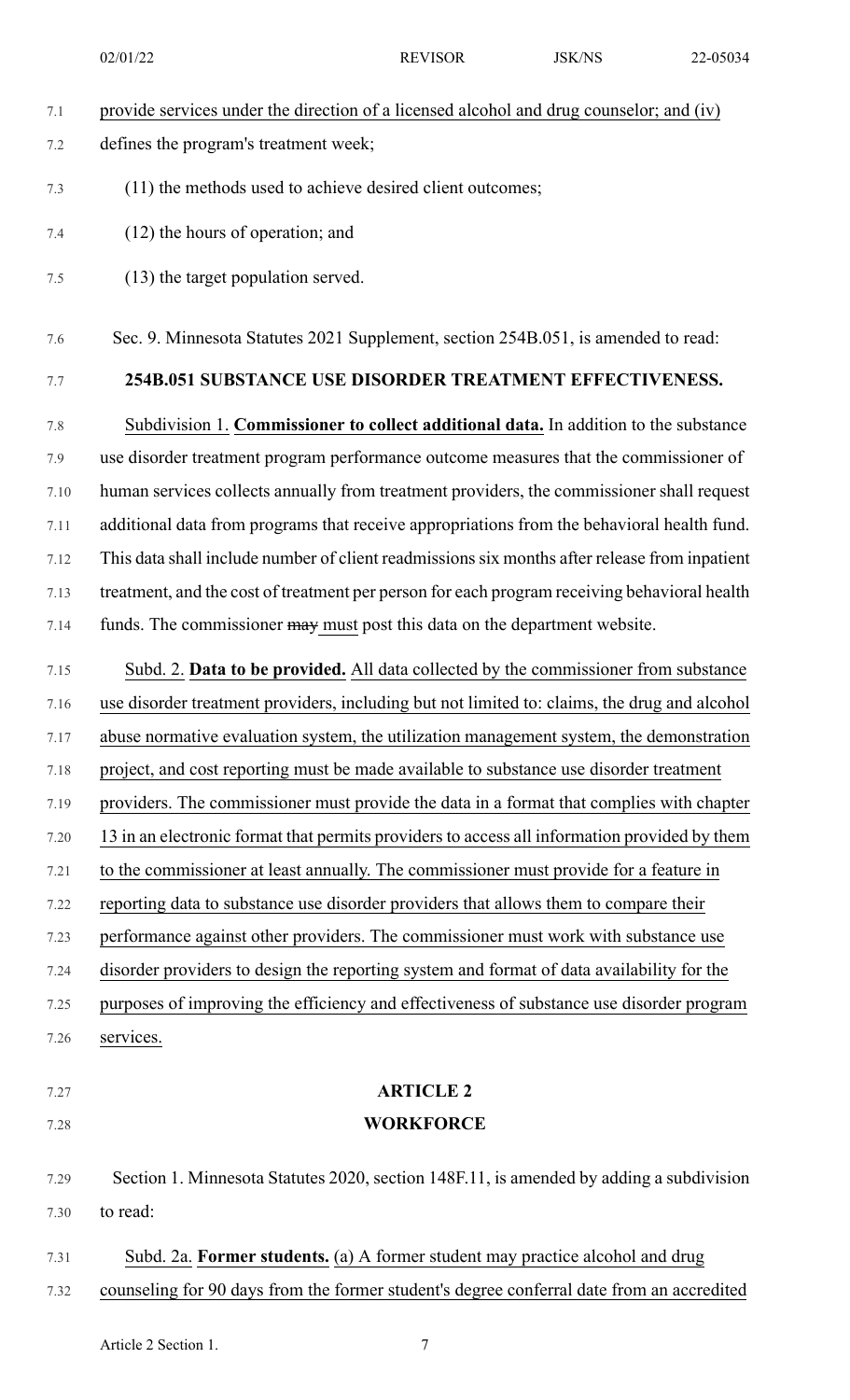provide services under the direction of a licensed alcohol and drug counselor; and (iv) defines the program's treatment week;

(11) the methods used to achieve desired client outcomes;

(12) the hours of operation; and

(13) the target population served.

Sec. 9. Minnesota Statutes 2021 Supplement, section 254B.051, is amended to read:

**254B.051 SUBSTANCE USE DISORDER TREATMENT EFFECTIVENESS.**

Subdivision 1. **Commissioner to collect additional data.** In addition to the substance use disorder treatment program performance outcome measures that the commissioner of human services collects annually from treatment providers, the commissioner shall request additional data from programs that receive appropriations from the behavioral health fund. This data shall include number of client readmissions six months after release from inpatient treatment, and the cost of treatment per person for each program receiving behavioral health funds. The commissioner ~~may~~ must post this data on the department website.

Subd. 2. **Data to be provided.** All data collected by the commissioner from substance use disorder treatment providers, including but not limited to: claims, the drug and alcohol abuse normative evaluation system, the utilization management system, the demonstration project, and cost reporting must be made available to substance use disorder treatment providers. The commissioner must provide the data in a format that complies with chapter 13 in an electronic format that permits providers to access all information provided by them to the commissioner at least annually. The commissioner must provide for a feature in reporting data to substance use disorder providers that allows them to compare their performance against other providers. The commissioner must work with substance use disorder providers to design the reporting system and format of data availability for the purposes of improving the efficiency and effectiveness of substance use disorder program services.

## ARTICLE 2
## WORKFORCE

Section 1. Minnesota Statutes 2020, section 148F.11, is amended by adding a subdivision to read:

Subd. 2a. **Former students.** (a) A former student may practice alcohol and drug counseling for 90 days from the former student's degree conferral date from an accredited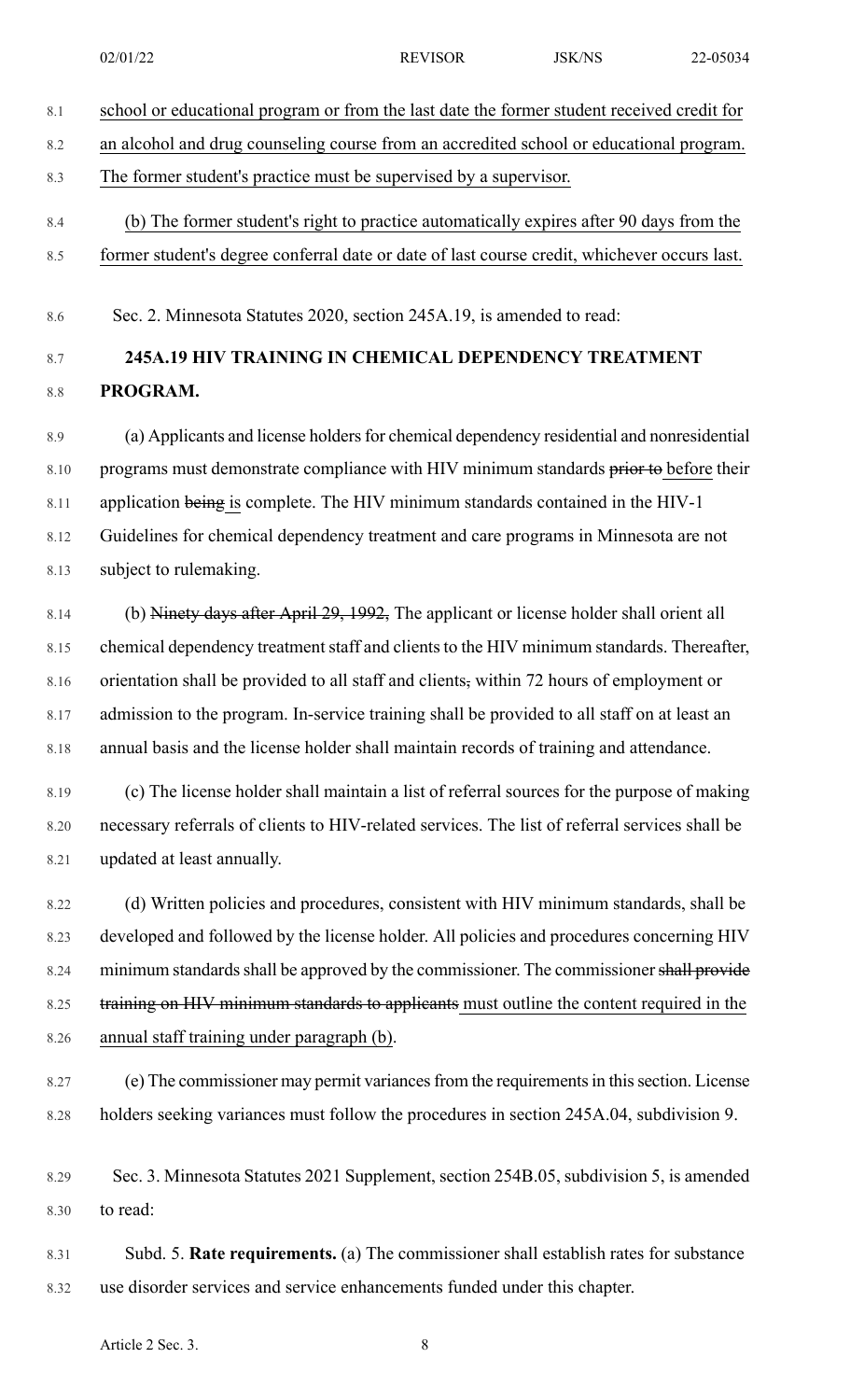school or educational program or from the last date the former student received credit for an alcohol and drug counseling course from an accredited school or educational program. The former student's practice must be supervised by a supervisor.

(b) The former student's right to practice automatically expires after 90 days from the former student's degree conferral date or date of last course credit, whichever occurs last.

Sec. 2. Minnesota Statutes 2020, section 245A.19, is amended to read:

**245A.19 HIV TRAINING IN CHEMICAL DEPENDENCY TREATMENT PROGRAM.**

(a) Applicants and license holders for chemical dependency residential and nonresidential programs must demonstrate compliance with HIV minimum standards ~~prior to~~ before their application ~~being~~ is complete. The HIV minimum standards contained in the HIV-1 Guidelines for chemical dependency treatment and care programs in Minnesota are not subject to rulemaking.

(b) ~~Ninety days after April 29, 1992,~~ The applicant or license holder shall orient all chemical dependency treatment staff and clients to the HIV minimum standards. Thereafter, orientation shall be provided to all staff and clients~~,~~ within 72 hours of employment or admission to the program. In-service training shall be provided to all staff on at least an annual basis and the license holder shall maintain records of training and attendance.

(c) The license holder shall maintain a list of referral sources for the purpose of making necessary referrals of clients to HIV-related services. The list of referral services shall be updated at least annually.

(d) Written policies and procedures, consistent with HIV minimum standards, shall be developed and followed by the license holder. All policies and procedures concerning HIV minimum standards shall be approved by the commissioner. The commissioner ~~shall provide training on HIV minimum standards to applicants~~ must outline the content required in the annual staff training under paragraph (b).

(e) The commissioner may permit variances from the requirements in this section. License holders seeking variances must follow the procedures in section 245A.04, subdivision 9.

Sec. 3. Minnesota Statutes 2021 Supplement, section 254B.05, subdivision 5, is amended to read:

Subd. 5. **Rate requirements.** (a) The commissioner shall establish rates for substance use disorder services and service enhancements funded under this chapter.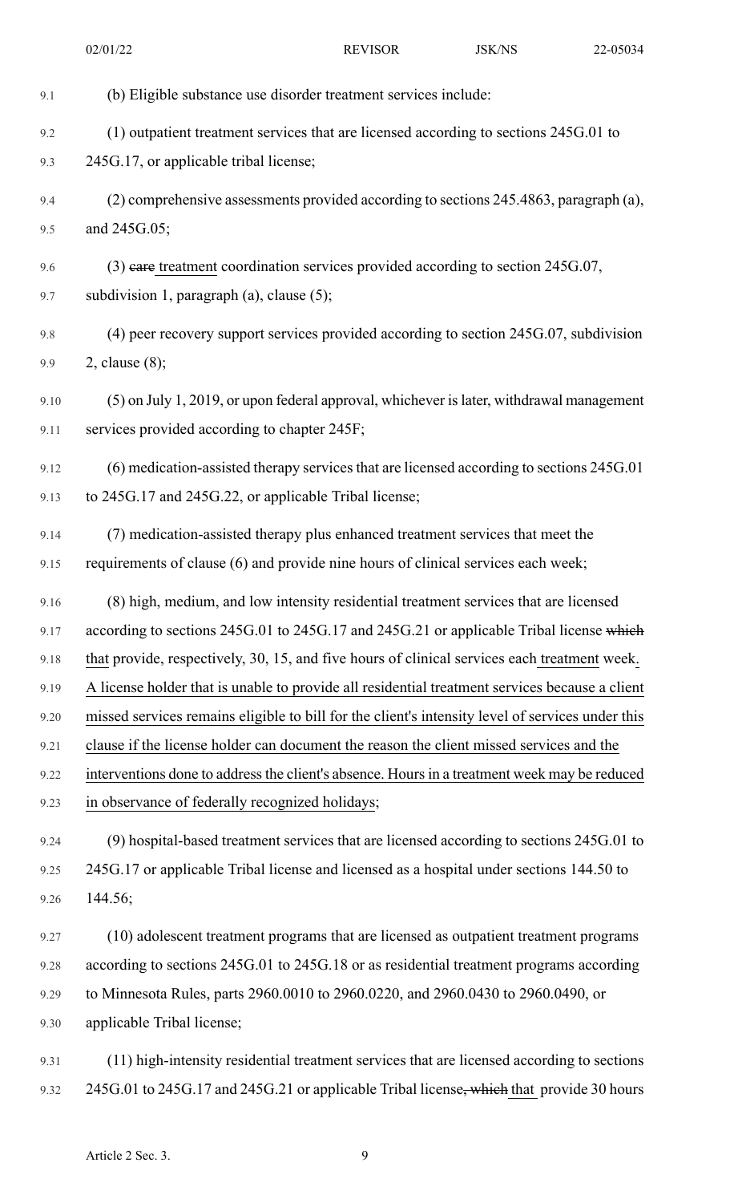(b) Eligible substance use disorder treatment services include:

(1) outpatient treatment services that are licensed according to sections 245G.01 to 245G.17, or applicable tribal license;

(2) comprehensive assessments provided according to sections 245.4863, paragraph (a), and 245G.05;

(3) ~~care~~ treatment coordination services provided according to section 245G.07, subdivision 1, paragraph (a), clause (5);

(4) peer recovery support services provided according to section 245G.07, subdivision 2, clause (8);

(5) on July 1, 2019, or upon federal approval, whichever is later, withdrawal management services provided according to chapter 245F;

(6) medication-assisted therapy services that are licensed according to sections 245G.01 to 245G.17 and 245G.22, or applicable Tribal license;

(7) medication-assisted therapy plus enhanced treatment services that meet the requirements of clause (6) and provide nine hours of clinical services each week;

(8) high, medium, and low intensity residential treatment services that are licensed according to sections 245G.01 to 245G.17 and 245G.21 or applicable Tribal license ~~which~~ that provide, respectively, 30, 15, and five hours of clinical services each treatment week. A license holder that is unable to provide all residential treatment services because a client missed services remains eligible to bill for the client's intensity level of services under this clause if the license holder can document the reason the client missed services and the interventions done to address the client's absence. Hours in a treatment week may be reduced in observance of federally recognized holidays;

(9) hospital-based treatment services that are licensed according to sections 245G.01 to 245G.17 or applicable Tribal license and licensed as a hospital under sections 144.50 to 144.56;

(10) adolescent treatment programs that are licensed as outpatient treatment programs according to sections 245G.01 to 245G.18 or as residential treatment programs according to Minnesota Rules, parts 2960.0010 to 2960.0220, and 2960.0430 to 2960.0490, or applicable Tribal license;

(11) high-intensity residential treatment services that are licensed according to sections 245G.01 to 245G.17 and 245G.21 or applicable Tribal license~~, which~~ that provide 30 hours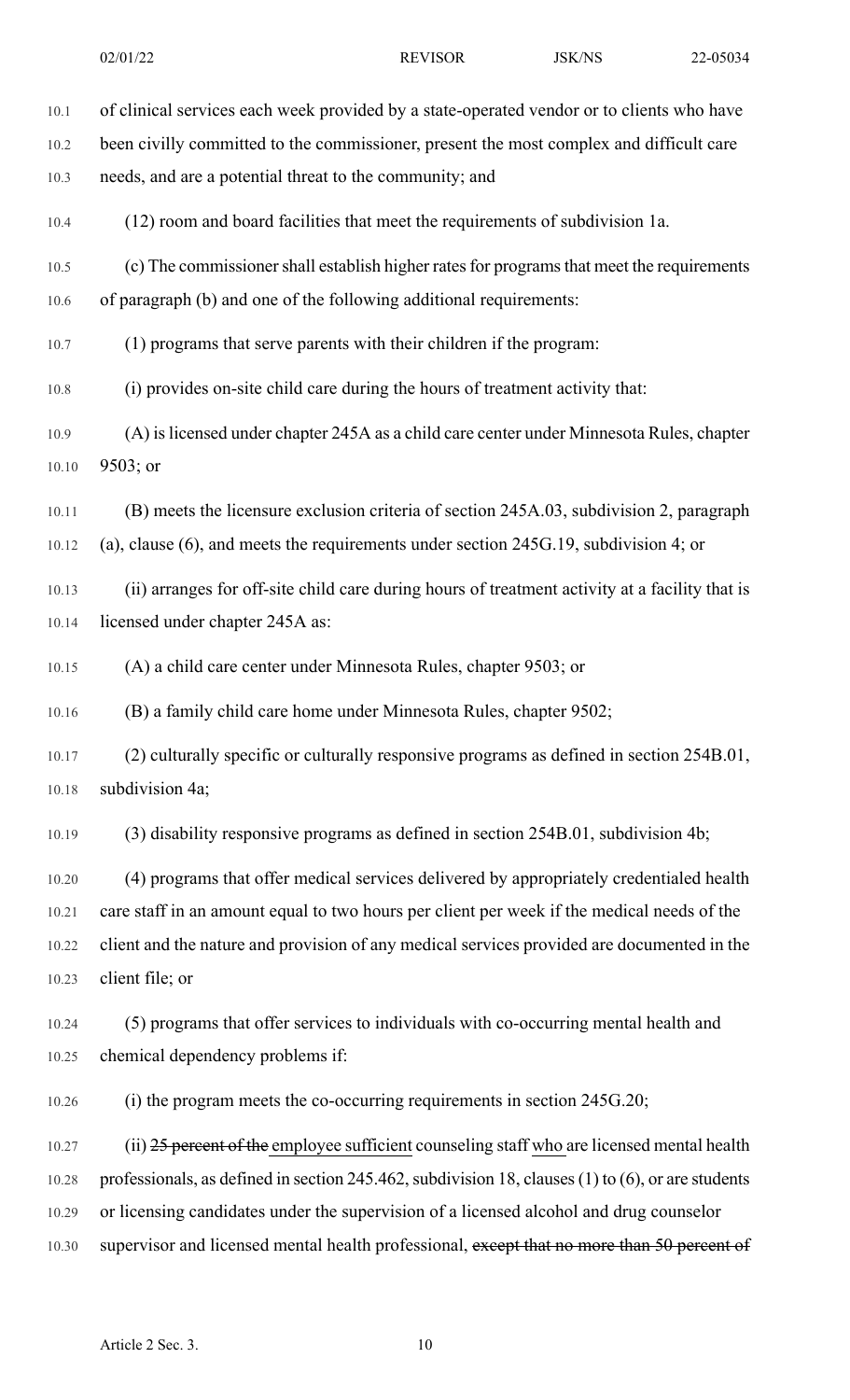of clinical services each week provided by a state-operated vendor or to clients who have been civilly committed to the commissioner, present the most complex and difficult care needs, and are a potential threat to the community; and

(12) room and board facilities that meet the requirements of subdivision 1a.

(c) The commissioner shall establish higher rates for programs that meet the requirements of paragraph (b) and one of the following additional requirements:

(1) programs that serve parents with their children if the program:

(i) provides on-site child care during the hours of treatment activity that:

(A) is licensed under chapter 245A as a child care center under Minnesota Rules, chapter 9503; or

(B) meets the licensure exclusion criteria of section 245A.03, subdivision 2, paragraph (a), clause (6), and meets the requirements under section 245G.19, subdivision 4; or

(ii) arranges for off-site child care during hours of treatment activity at a facility that is licensed under chapter 245A as:

(A) a child care center under Minnesota Rules, chapter 9503; or

(B) a family child care home under Minnesota Rules, chapter 9502;

(2) culturally specific or culturally responsive programs as defined in section 254B.01, subdivision 4a;

(3) disability responsive programs as defined in section 254B.01, subdivision 4b;

(4) programs that offer medical services delivered by appropriately credentialed health care staff in an amount equal to two hours per client per week if the medical needs of the client and the nature and provision of any medical services provided are documented in the client file; or

(5) programs that offer services to individuals with co-occurring mental health and chemical dependency problems if:

(i) the program meets the co-occurring requirements in section 245G.20;

(ii) ~~25 percent of the~~ employee sufficient counseling staff who are licensed mental health professionals, as defined in section 245.462, subdivision 18, clauses (1) to (6), or are students or licensing candidates under the supervision of a licensed alcohol and drug counselor supervisor and licensed mental health professional, ~~except that no more than 50 percent of~~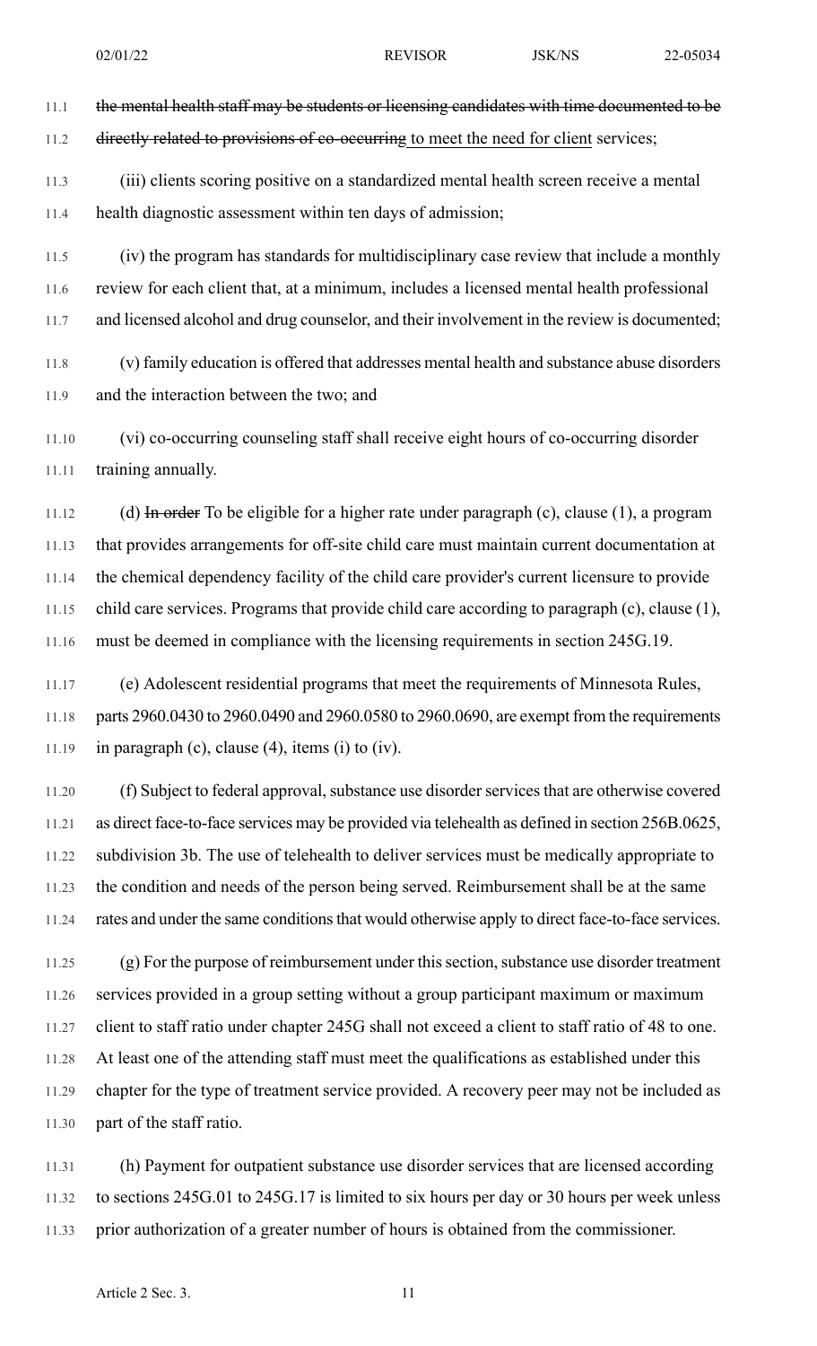~~the mental health staff may be students or licensing candidates with time documented to be directly related to provisions of co-occurring~~ to meet the need for client services;

(iii) clients scoring positive on a standardized mental health screen receive a mental health diagnostic assessment within ten days of admission;

(iv) the program has standards for multidisciplinary case review that include a monthly review for each client that, at a minimum, includes a licensed mental health professional and licensed alcohol and drug counselor, and their involvement in the review is documented;

(v) family education is offered that addresses mental health and substance abuse disorders and the interaction between the two; and

(vi) co-occurring counseling staff shall receive eight hours of co-occurring disorder training annually.

(d) ~~In order~~ To be eligible for a higher rate under paragraph (c), clause (1), a program that provides arrangements for off-site child care must maintain current documentation at the chemical dependency facility of the child care provider's current licensure to provide child care services. Programs that provide child care according to paragraph (c), clause (1), must be deemed in compliance with the licensing requirements in section 245G.19.

(e) Adolescent residential programs that meet the requirements of Minnesota Rules, parts 2960.0430 to 2960.0490 and 2960.0580 to 2960.0690, are exempt from the requirements in paragraph (c), clause (4), items (i) to (iv).

(f) Subject to federal approval, substance use disorder services that are otherwise covered as direct face-to-face services may be provided via telehealth as defined in section 256B.0625, subdivision 3b. The use of telehealth to deliver services must be medically appropriate to the condition and needs of the person being served. Reimbursement shall be at the same rates and under the same conditions that would otherwise apply to direct face-to-face services.

(g) For the purpose of reimbursement under this section, substance use disorder treatment services provided in a group setting without a group participant maximum or maximum client to staff ratio under chapter 245G shall not exceed a client to staff ratio of 48 to one. At least one of the attending staff must meet the qualifications as established under this chapter for the type of treatment service provided. A recovery peer may not be included as part of the staff ratio.

(h) Payment for outpatient substance use disorder services that are licensed according to sections 245G.01 to 245G.17 is limited to six hours per day or 30 hours per week unless prior authorization of a greater number of hours is obtained from the commissioner.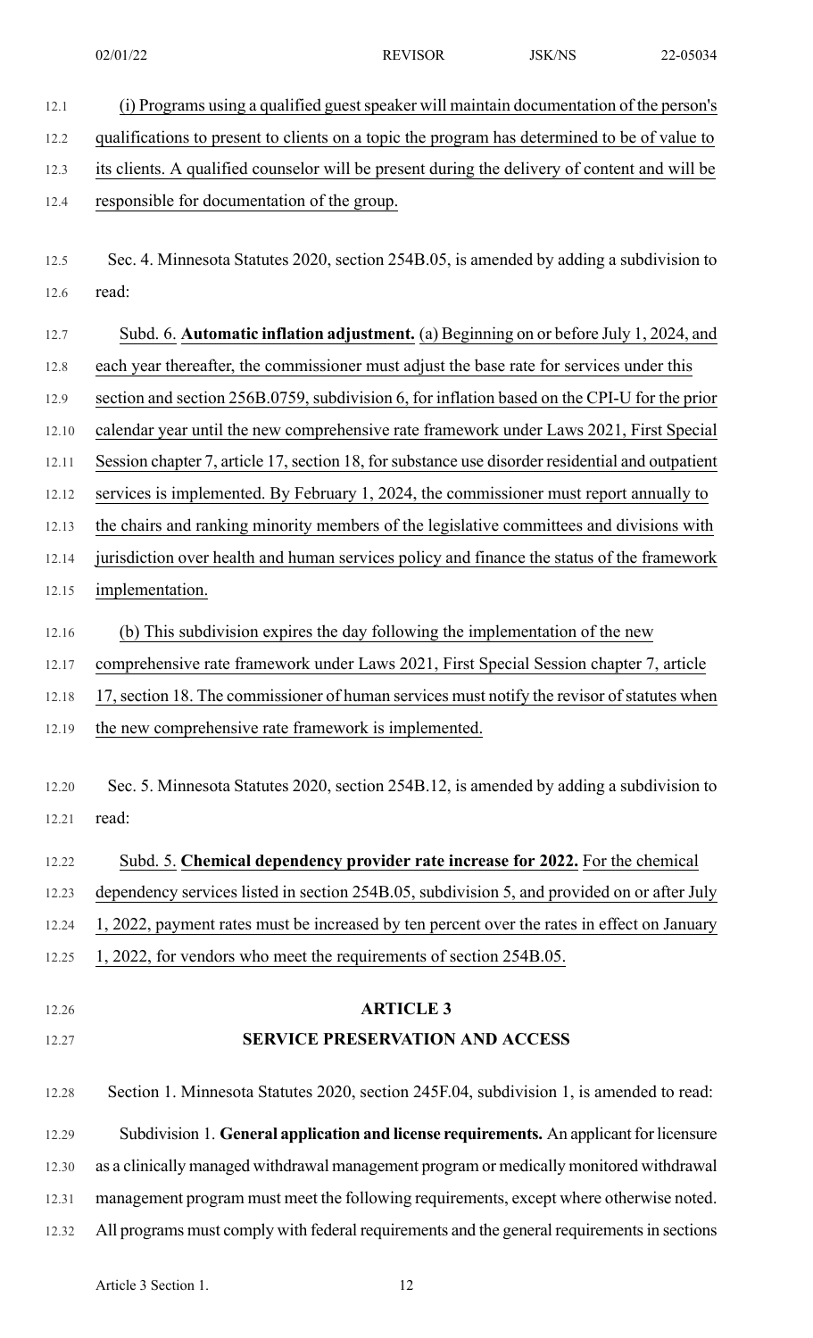(i) Programs using a qualified guest speaker will maintain documentation of the person's qualifications to present to clients on a topic the program has determined to be of value to its clients. A qualified counselor will be present during the delivery of content and will be responsible for documentation of the group.

Sec. 4. Minnesota Statutes 2020, section 254B.05, is amended by adding a subdivision to read:

Subd. 6. **Automatic inflation adjustment.** (a) Beginning on or before July 1, 2024, and each year thereafter, the commissioner must adjust the base rate for services under this section and section 256B.0759, subdivision 6, for inflation based on the CPI-U for the prior calendar year until the new comprehensive rate framework under Laws 2021, First Special Session chapter 7, article 17, section 18, for substance use disorder residential and outpatient services is implemented. By February 1, 2024, the commissioner must report annually to the chairs and ranking minority members of the legislative committees and divisions with jurisdiction over health and human services policy and finance the status of the framework implementation.

(b) This subdivision expires the day following the implementation of the new comprehensive rate framework under Laws 2021, First Special Session chapter 7, article 17, section 18. The commissioner of human services must notify the revisor of statutes when the new comprehensive rate framework is implemented.

Sec. 5. Minnesota Statutes 2020, section 254B.12, is amended by adding a subdivision to read:

Subd. 5. **Chemical dependency provider rate increase for 2022.** For the chemical dependency services listed in section 254B.05, subdivision 5, and provided on or after July 1, 2022, payment rates must be increased by ten percent over the rates in effect on January 1, 2022, for vendors who meet the requirements of section 254B.05.

## ARTICLE 3

## SERVICE PRESERVATION AND ACCESS

Section 1. Minnesota Statutes 2020, section 245F.04, subdivision 1, is amended to read:

Subdivision 1. **General application and license requirements.** An applicant for licensure as a clinically managed withdrawal management program or medically monitored withdrawal management program must meet the following requirements, except where otherwise noted. All programs must comply with federal requirements and the general requirements in sections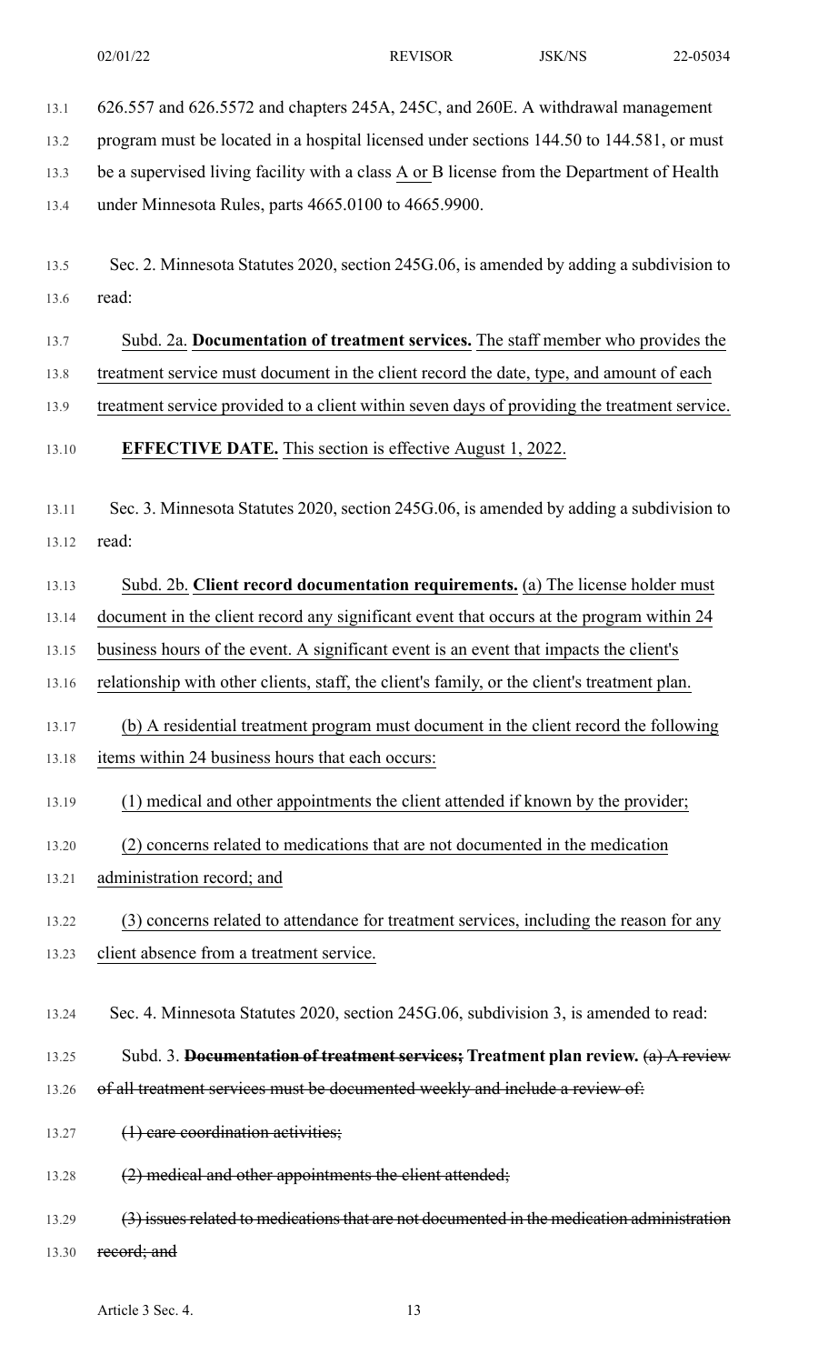626.557 and 626.5572 and chapters 245A, 245C, and 260E. A withdrawal management program must be located in a hospital licensed under sections 144.50 to 144.581, or must be a supervised living facility with a class A or B license from the Department of Health under Minnesota Rules, parts 4665.0100 to 4665.9900.

Sec. 2. Minnesota Statutes 2020, section 245G.06, is amended by adding a subdivision to read:

Subd. 2a. **Documentation of treatment services.** The staff member who provides the treatment service must document in the client record the date, type, and amount of each treatment service provided to a client within seven days of providing the treatment service.

**EFFECTIVE DATE.** This section is effective August 1, 2022.

Sec. 3. Minnesota Statutes 2020, section 245G.06, is amended by adding a subdivision to read:

Subd. 2b. **Client record documentation requirements.** (a) The license holder must document in the client record any significant event that occurs at the program within 24 business hours of the event. A significant event is an event that impacts the client's relationship with other clients, staff, the client's family, or the client's treatment plan.

(b) A residential treatment program must document in the client record the following items within 24 business hours that each occurs:

(1) medical and other appointments the client attended if known by the provider;

(2) concerns related to medications that are not documented in the medication administration record; and

(3) concerns related to attendance for treatment services, including the reason for any client absence from a treatment service.

Sec. 4. Minnesota Statutes 2020, section 245G.06, subdivision 3, is amended to read:

Subd. 3. ~~**Documentation of treatment services;**~~ **Treatment plan review.** ~~(a) A review of all treatment services must be documented weekly and include a review of:~~

~~(1) care coordination activities;~~

~~(2) medical and other appointments the client attended;~~

~~(3) issues related to medications that are not documented in the medication administration record; and~~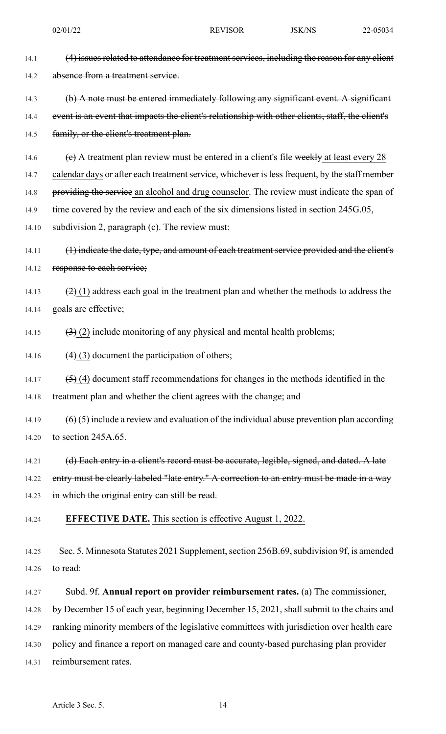~~(4) issues related to attendance for treatment services, including the reason for any client absence from a treatment service.~~

~~(b) A note must be entered immediately following any significant event. A significant event is an event that impacts the client's relationship with other clients, staff, the client's family, or the client's treatment plan.~~

~~(c)~~ A treatment plan review must be entered in a client's file ~~weekly~~ at least every 28 calendar days or after each treatment service, whichever is less frequent, by ~~the staff member providing the service~~ an alcohol and drug counselor. The review must indicate the span of time covered by the review and each of the six dimensions listed in section 245G.05, subdivision 2, paragraph (c). The review must:

~~(1) indicate the date, type, and amount of each treatment service provided and the client's response to each service;~~

~~(2)~~ (1) address each goal in the treatment plan and whether the methods to address the goals are effective;

~~(3)~~ (2) include monitoring of any physical and mental health problems;

~~(4)~~ (3) document the participation of others;

~~(5)~~ (4) document staff recommendations for changes in the methods identified in the treatment plan and whether the client agrees with the change; and

~~(6)~~ (5) include a review and evaluation of the individual abuse prevention plan according to section 245A.65.

~~(d) Each entry in a client's record must be accurate, legible, signed, and dated. A late entry must be clearly labeled "late entry." A correction to an entry must be made in a way in which the original entry can still be read.~~

**EFFECTIVE DATE.** This section is effective August 1, 2022.

Sec. 5. Minnesota Statutes 2021 Supplement, section 256B.69, subdivision 9f, is amended to read:

Subd. 9f. **Annual report on provider reimbursement rates.** (a) The commissioner, by December 15 of each year, ~~beginning December 15, 2021,~~ shall submit to the chairs and ranking minority members of the legislative committees with jurisdiction over health care policy and finance a report on managed care and county-based purchasing plan provider reimbursement rates.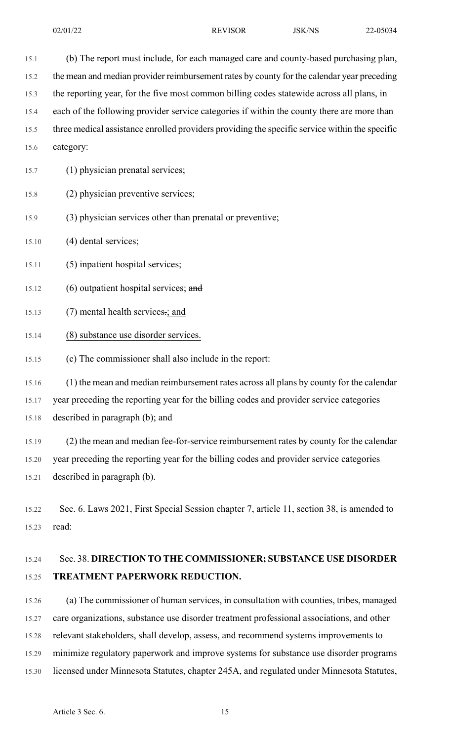(b) The report must include, for each managed care and county-based purchasing plan, the mean and median provider reimbursement rates by county for the calendar year preceding the reporting year, for the five most common billing codes statewide across all plans, in each of the following provider service categories if within the county there are more than three medical assistance enrolled providers providing the specific service within the specific category:

(1) physician prenatal services;

(2) physician preventive services;

(3) physician services other than prenatal or preventive;

(4) dental services;

(5) inpatient hospital services;

(6) outpatient hospital services; ~~and~~

(7) mental health services~~.~~; and

(8) substance use disorder services.

(c) The commissioner shall also include in the report:

(1) the mean and median reimbursement rates across all plans by county for the calendar year preceding the reporting year for the billing codes and provider service categories described in paragraph (b); and

(2) the mean and median fee-for-service reimbursement rates by county for the calendar year preceding the reporting year for the billing codes and provider service categories described in paragraph (b).

Sec. 6. Laws 2021, First Special Session chapter 7, article 11, section 38, is amended to read:

Sec. 38. **DIRECTION TO THE COMMISSIONER; SUBSTANCE USE DISORDER TREATMENT PAPERWORK REDUCTION.**

(a) The commissioner of human services, in consultation with counties, tribes, managed care organizations, substance use disorder treatment professional associations, and other relevant stakeholders, shall develop, assess, and recommend systems improvements to minimize regulatory paperwork and improve systems for substance use disorder programs licensed under Minnesota Statutes, chapter 245A, and regulated under Minnesota Statutes,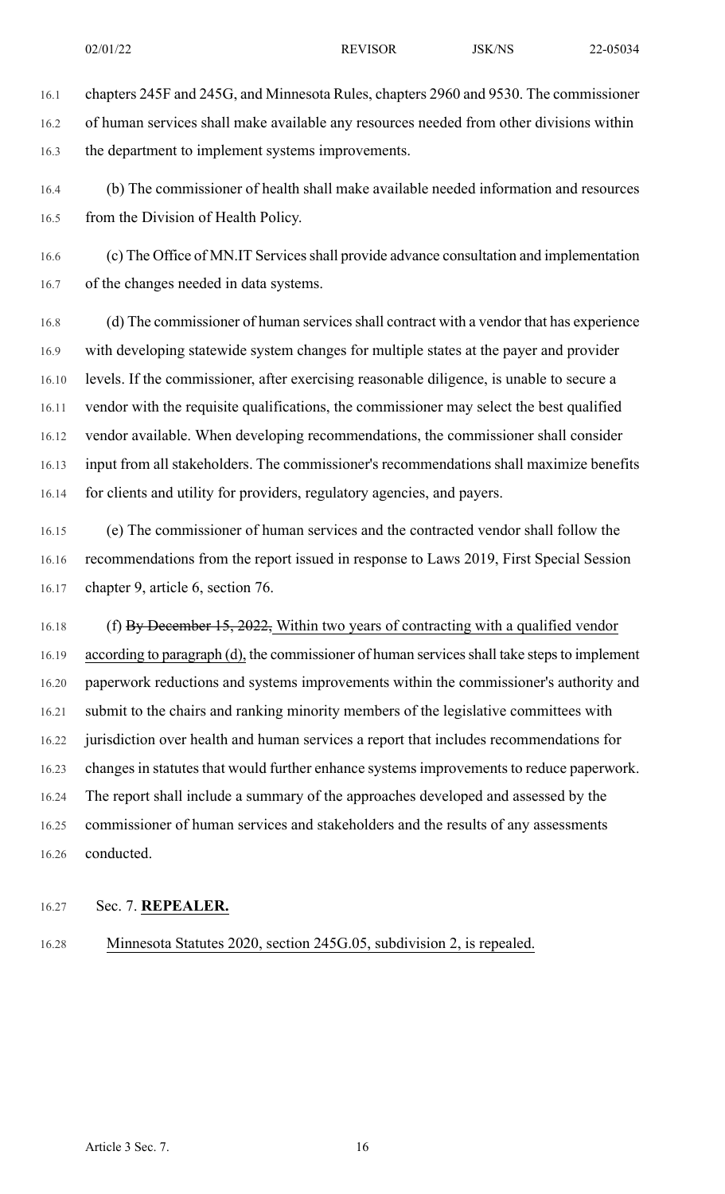chapters 245F and 245G, and Minnesota Rules, chapters 2960 and 9530. The commissioner of human services shall make available any resources needed from other divisions within the department to implement systems improvements.

(b) The commissioner of health shall make available needed information and resources from the Division of Health Policy.

(c) The Office of MN.IT Services shall provide advance consultation and implementation of the changes needed in data systems.

(d) The commissioner of human services shall contract with a vendor that has experience with developing statewide system changes for multiple states at the payer and provider levels. If the commissioner, after exercising reasonable diligence, is unable to secure a vendor with the requisite qualifications, the commissioner may select the best qualified vendor available. When developing recommendations, the commissioner shall consider input from all stakeholders. The commissioner's recommendations shall maximize benefits for clients and utility for providers, regulatory agencies, and payers.

(e) The commissioner of human services and the contracted vendor shall follow the recommendations from the report issued in response to Laws 2019, First Special Session chapter 9, article 6, section 76.

(f) ~~By December 15, 2022,~~ Within two years of contracting with a qualified vendor according to paragraph (d), the commissioner of human services shall take steps to implement paperwork reductions and systems improvements within the commissioner's authority and submit to the chairs and ranking minority members of the legislative committees with jurisdiction over health and human services a report that includes recommendations for changes in statutes that would further enhance systems improvements to reduce paperwork. The report shall include a summary of the approaches developed and assessed by the commissioner of human services and stakeholders and the results of any assessments conducted.

Sec. 7. **REPEALER.**

Minnesota Statutes 2020, section 245G.05, subdivision 2, is repealed.